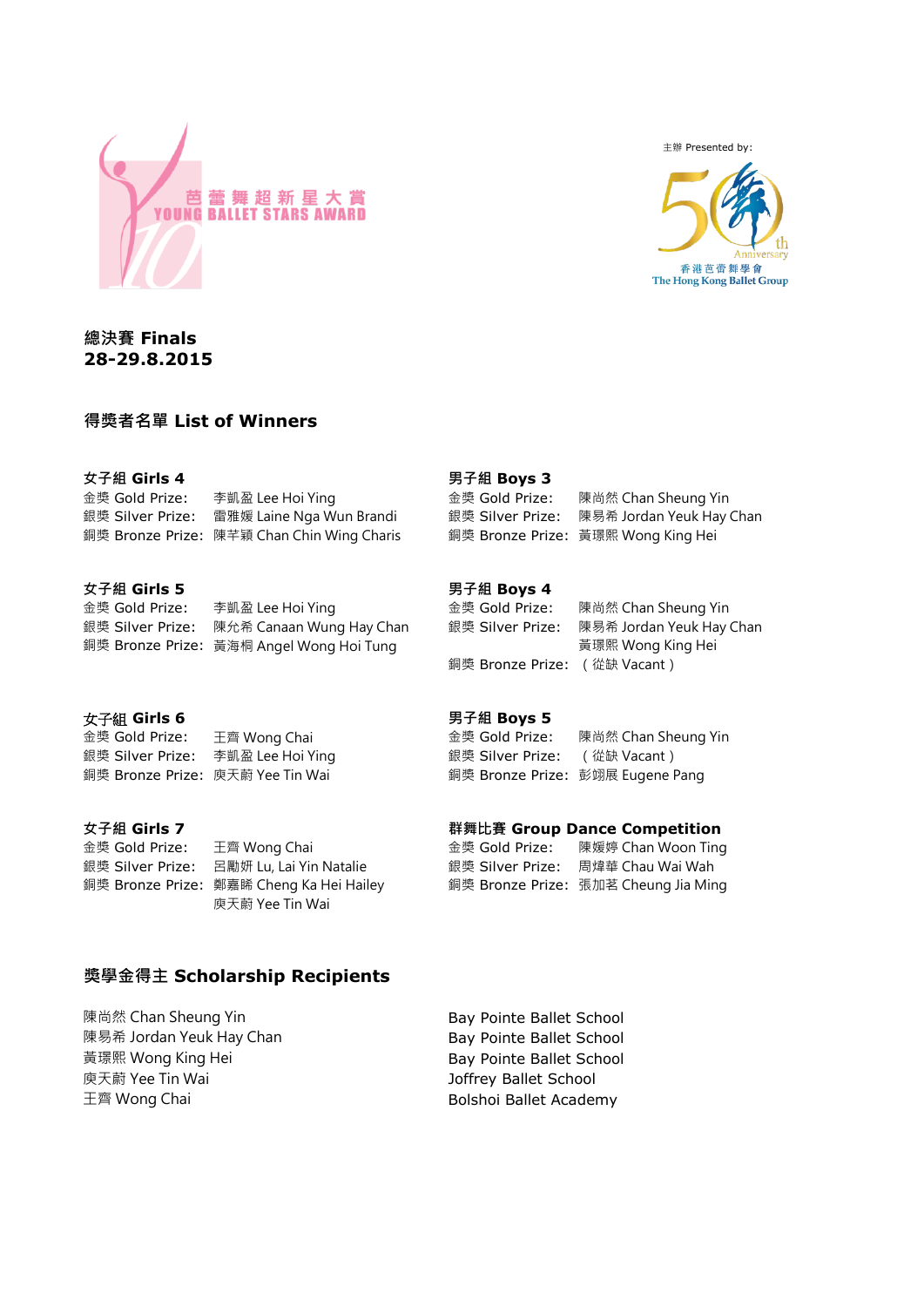芭蕾舞超新星大賞
YOUNG BALLET STARS AWARD

主辦 Presented by:

香港芭蕾舞學會
The Hong Kong Ballet Group

## 總決賽 Finals
## 28-29.8.2015

## 得獎者名單 List of Winners

### 女子組 Girls 4
金獎 Gold Prize: 李凱盈 Lee Hoi Ying
銀獎 Silver Prize: 雷雅媛 Laine Nga Wun Brandi
銅獎 Bronze Prize: 陳芊穎 Chan Chin Wing Charis

### 女子組 Girls 5
金獎 Gold Prize: 李凱盈 Lee Hoi Ying
銀獎 Silver Prize: 陳允希 Canaan Wung Hay Chan
銅獎 Bronze Prize: 黃海桐 Angel Wong Hoi Tung

### 女子組 Girls 6
金獎 Gold Prize: 王齊 Wong Chai
銀獎 Silver Prize: 李凱盈 Lee Hoi Ying
銅獎 Bronze Prize: 庾天蔚 Yee Tin Wai

### 女子組 Girls 7
金獎 Gold Prize: 王齊 Wong Chai
銀獎 Silver Prize: 呂勵妍 Lu, Lai Yin Natalie
銅獎 Bronze Prize: 鄭嘉晞 Cheng Ka Hei Hailey
庾天蔚 Yee Tin Wai

### 男子組 Boys 3
金獎 Gold Prize: 陳尚然 Chan Sheung Yin
銀獎 Silver Prize: 陳易希 Jordan Yeuk Hay Chan
銅獎 Bronze Prize: 黃璟熙 Wong King Hei

### 男子組 Boys 4
金獎 Gold Prize: 陳尚然 Chan Sheung Yin
銀獎 Silver Prize: 陳易希 Jordan Yeuk Hay Chan
黃璟熙 Wong King Hei
銅獎 Bronze Prize: （從缺 Vacant）

### 男子組 Boys 5
金獎 Gold Prize: 陳尚然 Chan Sheung Yin
銀獎 Silver Prize: （從缺 Vacant）
銅獎 Bronze Prize: 彭翊展 Eugene Pang

### 群舞比賽 Group Dance Competition
金獎 Gold Prize: 陳嬡婷 Chan Woon Ting
銀獎 Silver Prize: 周煒華 Chau Wai Wah
銅獎 Bronze Prize: 張加茗 Cheung Jia Ming

## 獎學金得主 Scholarship Recipients

| | |
|---|---|
| 陳尚然 Chan Sheung Yin | Bay Pointe Ballet School |
| 陳易希 Jordan Yeuk Hay Chan | Bay Pointe Ballet School |
| 黃璟熙 Wong King Hei | Bay Pointe Ballet School |
| 庾天蔚 Yee Tin Wai | Joffrey Ballet School |
| 王齊 Wong Chai | Bolshoi Ballet Academy |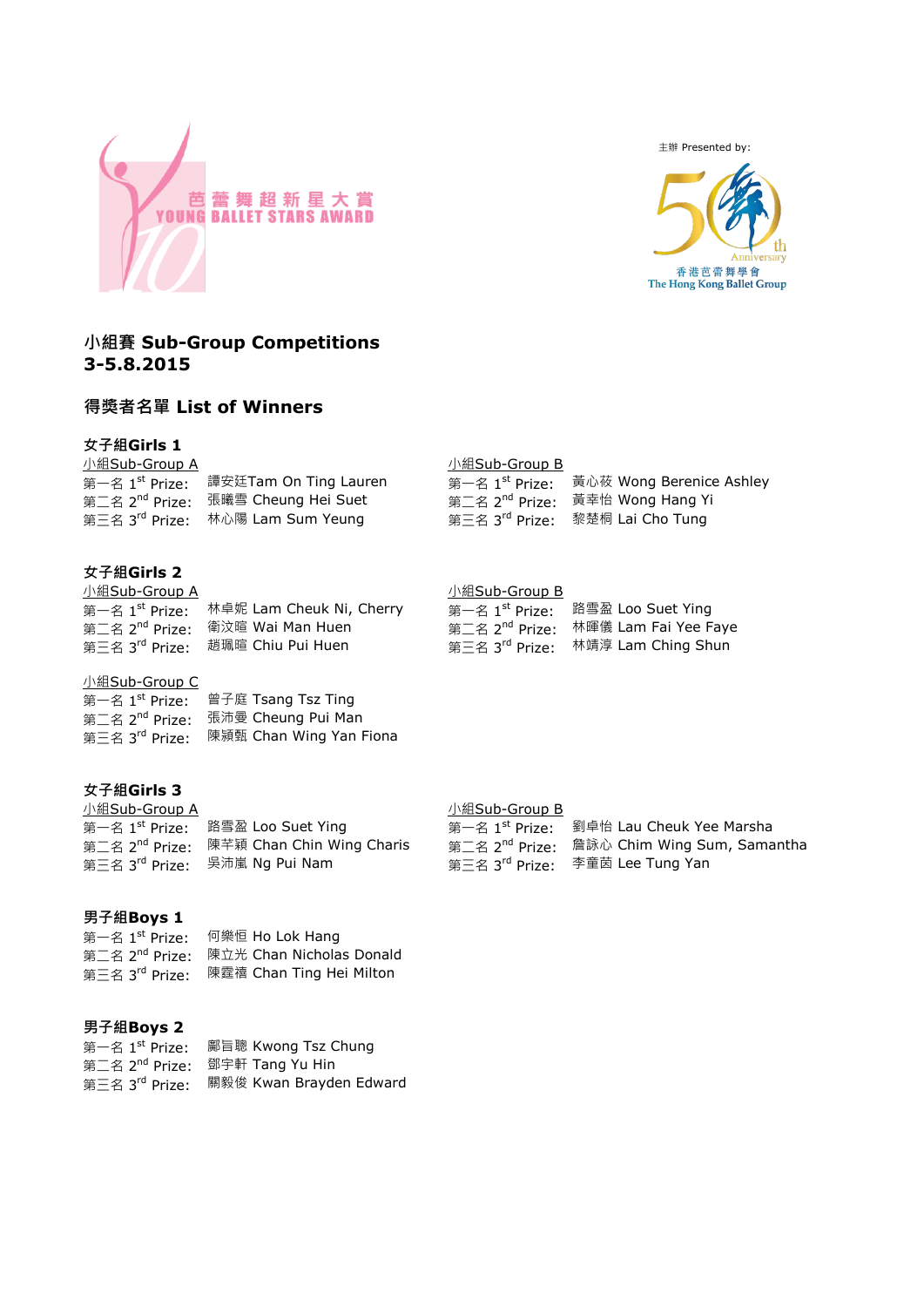芭蕾舞超新星大賞
YOUNG BALLET STARS AWARD

主辦 Presented by:

香港芭蕾舞學會
The Hong Kong Ballet Group

## 小組賽 Sub-Group Competitions
## 3-5.8.2015

### 得獎者名單 List of Winners

#### 女子組Girls 1

小組Sub-Group A

第一名 1st Prize: 譚安廷Tam On Ting Lauren
第二名 2nd Prize: 張曦雪 Cheung Hei Suet
第三名 3rd Prize: 林心陽 Lam Sum Yeung

小組Sub-Group B

第一名 1st Prize: 黃心莜 Wong Berenice Ashley
第二名 2nd Prize: 黃幸怡 Wong Hang Yi
第三名 3rd Prize: 黎楚桐 Lai Cho Tung

#### 女子組Girls 2

小組Sub-Group A

第一名 1st Prize: 林卓妮 Lam Cheuk Ni, Cherry
第二名 2nd Prize: 衛汶暄 Wai Man Huen
第三名 3rd Prize: 趙珮暄 Chiu Pui Huen

小組Sub-Group B

第一名 1st Prize: 路雪盈 Loo Suet Ying
第二名 2nd Prize: 林暉儀 Lam Fai Yee Faye
第三名 3rd Prize: 林靖淳 Lam Ching Shun

小組Sub-Group C

第一名 1st Prize: 曾子庭 Tsang Tsz Ting
第二名 2nd Prize: 張沛曼 Cheung Pui Man
第三名 3rd Prize: 陳潁甄 Chan Wing Yan Fiona

#### 女子組Girls 3

小組Sub-Group A

第一名 1st Prize: 路雪盈 Loo Suet Ying
第二名 2nd Prize: 陳芊潁 Chan Chin Wing Charis
第三名 3rd Prize: 吳沛嵐 Ng Pui Nam

小組Sub-Group B

第一名 1st Prize: 劉卓怡 Lau Cheuk Yee Marsha
第二名 2nd Prize: 詹詠心 Chim Wing Sum, Samantha
第三名 3rd Prize: 李童茵 Lee Tung Yan

#### 男子組Boys 1

第一名 1st Prize: 何樂恒 Ho Lok Hang
第二名 2nd Prize: 陳立光 Chan Nicholas Donald
第三名 3rd Prize: 陳霆禧 Chan Ting Hei Milton

#### 男子組Boys 2

第一名 1st Prize: 鄺旨聰 Kwong Tsz Chung
第二名 2nd Prize: 鄧宇軒 Tang Yu Hin
第三名 3rd Prize: 關毅俊 Kwan Brayden Edward